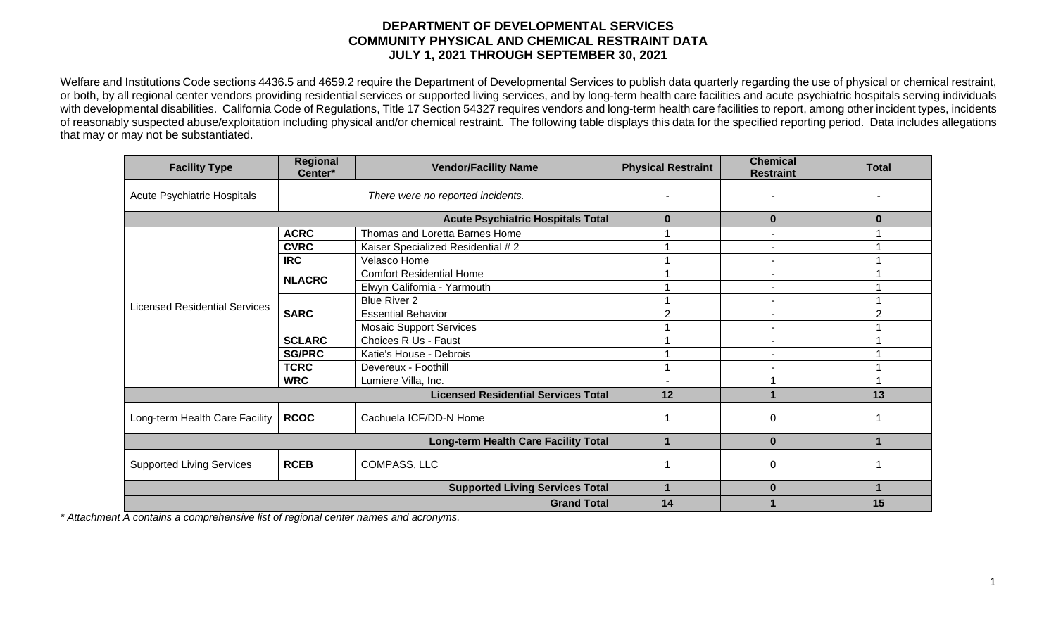# DEPARTMENT OF DEVELOPMENTAL SERVICES
# COMMUNITY PHYSICAL AND CHEMICAL RESTRAINT DATA
# JULY 1, 2021 THROUGH SEPTEMBER 30, 2021

Welfare and Institutions Code sections 4436.5 and 4659.2 require the Department of Developmental Services to publish data quarterly regarding the use of physical or chemical restraint, or both, by all regional center vendors providing residential services or supported living services, and by long-term health care facilities and acute psychiatric hospitals serving individuals with developmental disabilities. California Code of Regulations, Title 17 Section 54327 requires vendors and long-term health care facilities to report, among other incident types, incidents of reasonably suspected abuse/exploitation including physical and/or chemical restraint. The following table displays this data for the specified reporting period. Data includes allegations that may or may not be substantiated.

| Facility Type | Regional Center* | Vendor/Facility Name | Physical Restraint | Chemical Restraint | Total |
|---|---|---|---|---|---|
| Acute Psychiatric Hospitals | | *There were no reported incidents.* | - | - | - |
| | | **Acute Psychiatric Hospitals Total** | **0** | **0** | **0** |
| Licensed Residential Services | **ACRC** | Thomas and Loretta Barnes Home | 1 | - | 1 |
| | **CVRC** | Kaiser Specialized Residential # 2 | 1 | - | 1 |
| | **IRC** | Velasco Home | 1 | - | 1 |
| | **NLACRC** | Comfort Residential Home | 1 | - | 1 |
| | | Elwyn California - Yarmouth | 1 | - | 1 |
| | **SARC** | Blue River 2 | 1 | - | 1 |
| | | Essential Behavior | 2 | - | 2 |
| | | Mosaic Support Services | 1 | - | 1 |
| | **SCLARC** | Choices R Us - Faust | 1 | - | 1 |
| | **SG/PRC** | Katie's House - Debrois | 1 | - | 1 |
| | **TCRC** | Devereux - Foothill | 1 | - | 1 |
| | **WRC** | Lumiere Villa, Inc. | - | 1 | 1 |
| | | **Licensed Residential Services Total** | **12** | **1** | **13** |
| Long-term Health Care Facility | **RCOC** | Cachuela ICF/DD-N Home | 1 | 0 | 1 |
| | | **Long-term Health Care Facility Total** | **1** | **0** | **1** |
| Supported Living Services | **RCEB** | COMPASS, LLC | 1 | 0 | 1 |
| | | **Supported Living Services Total** | **1** | **0** | **1** |
| | | **Grand Total** | **14** | **1** | **15** |

*\* Attachment A contains a comprehensive list of regional center names and acronyms.*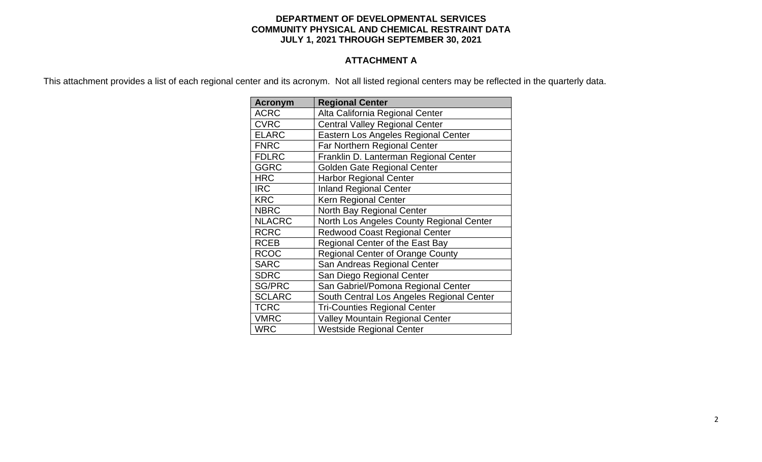**DEPARTMENT OF DEVELOPMENTAL SERVICES**
**COMMUNITY PHYSICAL AND CHEMICAL RESTRAINT DATA**
**JULY 1, 2021 THROUGH SEPTEMBER 30, 2021**

## ATTACHMENT A

This attachment provides a list of each regional center and its acronym. Not all listed regional centers may be reflected in the quarterly data.

| Acronym | Regional Center |
|---|---|
| ACRC | Alta California Regional Center |
| CVRC | Central Valley Regional Center |
| ELARC | Eastern Los Angeles Regional Center |
| FNRC | Far Northern Regional Center |
| FDLRC | Franklin D. Lanterman Regional Center |
| GGRC | Golden Gate Regional Center |
| HRC | Harbor Regional Center |
| IRC | Inland Regional Center |
| KRC | Kern Regional Center |
| NBRC | North Bay Regional Center |
| NLACRC | North Los Angeles County Regional Center |
| RCRC | Redwood Coast Regional Center |
| RCEB | Regional Center of the East Bay |
| RCOC | Regional Center of Orange County |
| SARC | San Andreas Regional Center |
| SDRC | San Diego Regional Center |
| SG/PRC | San Gabriel/Pomona Regional Center |
| SCLARC | South Central Los Angeles Regional Center |
| TCRC | Tri-Counties Regional Center |
| VMRC | Valley Mountain Regional Center |
| WRC | Westside Regional Center |